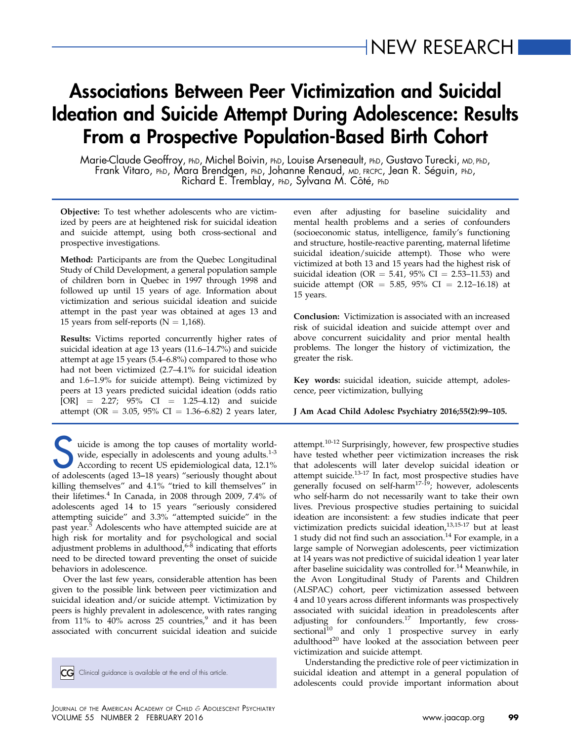# Associations Between Peer Victimization and Suicidal Ideation and Suicide Attempt During Adolescence: Results From a Prospective Population-Based Birth Cohort

Marie-Claude Geoffroy, PhD, Michel Boivin, PhD, Louise Arseneault, PhD, Gustavo Turecki, MD, PhD, Frank Vitaro, PhD, Mara Brendgen, PhD, Johanne Renaud, MD, FRCPC, Jean R. Séguin, PhD, Richard E. Tremblay, PhD, Sylvana M. Côté, PhD

**Objective:** To test whether adolescents who are victimized by peers are at heightened risk for suicidal ideation and suicide attempt, using both cross-sectional and prospective investigations.

**Method:** Participants are from the Quebec Longitudinal Study of Child Development, a general population sample of children born in Quebec in 1997 through 1998 and followed up until 15 years of age. Information about victimization and serious suicidal ideation and suicide attempt in the past year was obtained at ages 13 and 15 years from self-reports (N = 1,168).

**Results:** Victims reported concurrently higher rates of suicidal ideation at age 13 years (11.6–14.7%) and suicide attempt at age 15 years (5.4–6.8%) compared to those who had not been victimized (2.7–4.1% for suicidal ideation and 1.6–1.9% for suicide attempt). Being victimized by peers at 13 years predicted suicidal ideation (odds ratio [OR] = 2.27; 95% CI = 1.25–4.12) and suicide attempt (OR = 3.05, 95% CI = 1.36–6.82) 2 years later, even after adjusting for baseline suicidality and mental health problems and a series of confounders (socioeconomic status, intelligence, family's functioning and structure, hostile-reactive parenting, maternal lifetime suicidal ideation/suicide attempt). Those who were victimized at both 13 and 15 years had the highest risk of suicidal ideation (OR = 5.41, 95% CI = 2.53–11.53) and suicide attempt (OR = 5.85, 95% CI = 2.12–16.18) at 15 years.

**Conclusion:** Victimization is associated with an increased risk of suicidal ideation and suicide attempt over and above concurrent suicidality and prior mental health problems. The longer the history of victimization, the greater the risk.

**Key words:** suicidal ideation, suicide attempt, adolescence, peer victimization, bullying

**J Am Acad Child Adolesc Psychiatry 2016;55(2):99–105.**

Suicide is among the top causes of mortality worldwide, especially in adolescents and young adults.[1-3] According to recent US epidemiological data, 12.1% of adolescents (aged 13–18 years) "seriously thought about killing themselves" and 4.1% "tried to kill themselves" in their lifetimes.[4] In Canada, in 2008 through 2009, 7.4% of adolescents aged 14 to 15 years "seriously considered attempting suicide" and 3.3% "attempted suicide" in the past year.[5] Adolescents who have attempted suicide are at high risk for mortality and for psychological and social adjustment problems in adulthood,[6-8] indicating that efforts need to be directed toward preventing the onset of suicide behaviors in adolescence.

Over the last few years, considerable attention has been given to the possible link between peer victimization and suicidal ideation and/or suicide attempt. Victimization by peers is highly prevalent in adolescence, with rates ranging from 11% to 40% across 25 countries,[9] and it has been associated with concurrent suicidal ideation and suicide attempt.[10-12] Surprisingly, however, few prospective studies have tested whether peer victimization increases the risk that adolescents will later develop suicidal ideation or attempt suicide.[13-17] In fact, most prospective studies have generally focused on self-harm[17-19]; however, adolescents who self-harm do not necessarily want to take their own lives. Previous prospective studies pertaining to suicidal ideation are inconsistent: a few studies indicate that peer victimization predicts suicidal ideation,[13,15-17] but at least 1 study did not find such an association.[14] For example, in a large sample of Norwegian adolescents, peer victimization at 14 years was not predictive of suicidal ideation 1 year later after baseline suicidality was controlled for.[14] Meanwhile, in the Avon Longitudinal Study of Parents and Children (ALSPAC) cohort, peer victimization assessed between 4 and 10 years across different informants was prospectively associated with suicidal ideation in preadolescents after adjusting for confounders.[17] Importantly, few cross-sectional[10] and only 1 prospective survey in early adulthood[20] have looked at the association between peer victimization and suicide attempt.

Understanding the predictive role of peer victimization in suicidal ideation and attempt in a general population of adolescents could provide important information about

CG Clinical guidance is available at the end of this article.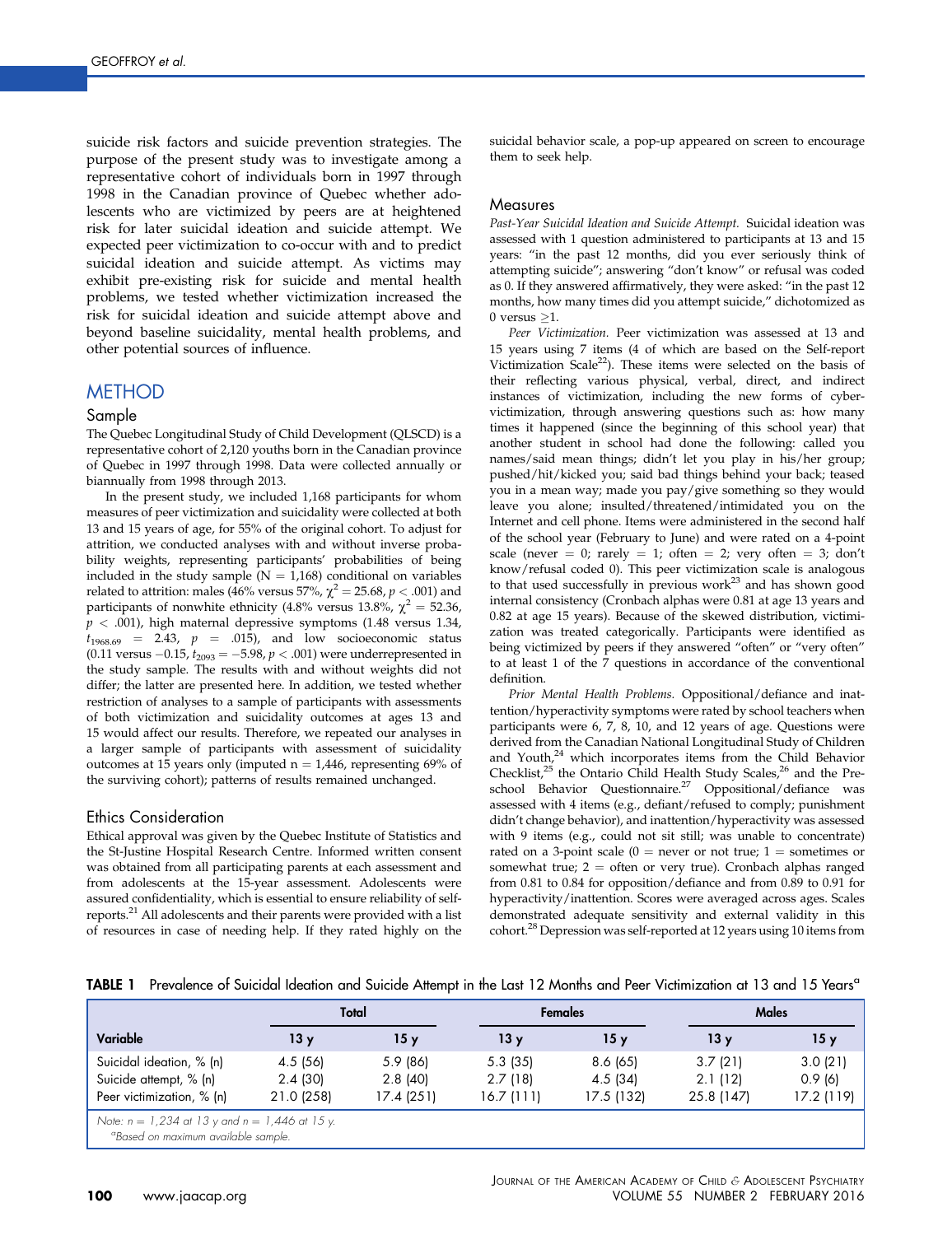suicide risk factors and suicide prevention strategies. The purpose of the present study was to investigate among a representative cohort of individuals born in 1997 through 1998 in the Canadian province of Quebec whether adolescents who are victimized by peers are at heightened risk for later suicidal ideation and suicide attempt. We expected peer victimization to co-occur with and to predict suicidal ideation and suicide attempt. As victims may exhibit pre-existing risk for suicide and mental health problems, we tested whether victimization increased the risk for suicidal ideation and suicide attempt above and beyond baseline suicidality, mental health problems, and other potential sources of influence.

# METHOD

## Sample

The Quebec Longitudinal Study of Child Development (QLSCD) is a representative cohort of 2,120 youths born in the Canadian province of Quebec in 1997 through 1998. Data were collected annually or biannually from 1998 through 2013.

In the present study, we included 1,168 participants for whom measures of peer victimization and suicidality were collected at both 13 and 15 years of age, for 55% of the original cohort. To adjust for attrition, we conducted analyses with and without inverse probability weights, representing participants' probabilities of being included in the study sample (N = 1,168) conditional on variables related to attrition: males (46% versus 57%, $\chi^2 = 25.68$, $p < .001$) and participants of nonwhite ethnicity (4.8% versus 13.8%, $\chi^2 = 52.36$, $p < .001$), high maternal depressive symptoms (1.48 versus 1.34, $t_{1968.69} = 2.43$, $p = .015$), and low socioeconomic status (0.11 versus −0.15, $t_{2093} = -5.98$, $p < .001$) were underrepresented in the study sample. The results with and without weights did not differ; the latter are presented here. In addition, we tested whether restriction of analyses to a sample of participants with assessments of both victimization and suicidality outcomes at ages 13 and 15 would affect our results. Therefore, we repeated our analyses in a larger sample of participants with assessment of suicidality outcomes at 15 years only (imputed n = 1,446, representing 69% of the surviving cohort); patterns of results remained unchanged.

## Ethics Consideration

Ethical approval was given by the Quebec Institute of Statistics and the St-Justine Hospital Research Centre. Informed written consent was obtained from all participating parents at each assessment and from adolescents at the 15-year assessment. Adolescents were assured confidentiality, which is essential to ensure reliability of self-reports.[21] All adolescents and their parents were provided with a list of resources in case of needing help. If they rated highly on the suicidal behavior scale, a pop-up appeared on screen to encourage them to seek help.

## Measures

*Past-Year Suicidal Ideation and Suicide Attempt.* Suicidal ideation was assessed with 1 question administered to participants at 13 and 15 years: "in the past 12 months, did you ever seriously think of attempting suicide"; answering "don't know" or refusal was coded as 0. If they answered affirmatively, they were asked: "in the past 12 months, how many times did you attempt suicide," dichotomized as 0 versus ≥1.

*Peer Victimization.* Peer victimization was assessed at 13 and 15 years using 7 items (4 of which are based on the Self-report Victimization Scale[22]). These items were selected on the basis of their reflecting various physical, verbal, direct, and indirect instances of victimization, including the new forms of cyber-victimization, through answering questions such as: how many times it happened (since the beginning of this school year) that another student in school had done the following: called you names/said mean things; didn't let you play in his/her group; pushed/hit/kicked you; said bad things behind your back; teased you in a mean way; made you pay/give something so they would leave you alone; insulted/threatened/intimidated you on the Internet and cell phone. Items were administered in the second half of the school year (February to June) and were rated on a 4-point scale (never = 0; rarely = 1; often = 2; very often = 3; don't know/refusal coded 0). This peer victimization scale is analogous to that used successfully in previous work[23] and has shown good internal consistency (Cronbach alphas were 0.81 at age 13 years and 0.82 at age 15 years). Because of the skewed distribution, victimization was treated categorically. Participants were identified as being victimized by peers if they answered "often" or "very often" to at least 1 of the 7 questions in accordance of the conventional definition.

*Prior Mental Health Problems.* Oppositional/defiance and inattention/hyperactivity symptoms were rated by school teachers when participants were 6, 7, 8, 10, and 12 years of age. Questions were derived from the Canadian National Longitudinal Study of Children and Youth,[24] which incorporates items from the Child Behavior Checklist,[25] the Ontario Child Health Study Scales,[26] and the Preschool Behavior Questionnaire.[27] Oppositional/defiance was assessed with 4 items (e.g., defiant/refused to comply; punishment didn't change behavior), and inattention/hyperactivity was assessed with 9 items (e.g., could not sit still; was unable to concentrate) rated on a 3-point scale (0 = never or not true; 1 = sometimes or somewhat true; 2 = often or very true). Cronbach alphas ranged from 0.81 to 0.84 for opposition/defiance and from 0.89 to 0.91 for hyperactivity/inattention. Scores were averaged across ages. Scales demonstrated adequate sensitivity and external validity in this cohort.[28] Depression was self-reported at 12 years using 10 items from

**TABLE 1** Prevalence of Suicidal Ideation and Suicide Attempt in the Last 12 Months and Peer Victimization at 13 and 15 Years[a]

| | Total | | Females | | Males | |
|---|---|---|---|---|---|---|
| Variable | 13 y | 15 y | 13 y | 15 y | 13 y | 15 y |
| Suicidal ideation, % (n) | 4.5 (56) | 5.9 (86) | 5.3 (35) | 8.6 (65) | 3.7 (21) | 3.0 (21) |
| Suicide attempt, % (n) | 2.4 (30) | 2.8 (40) | 2.7 (18) | 4.5 (34) | 2.1 (12) | 0.9 (6) |
| Peer victimization, % (n) | 21.0 (258) | 17.4 (251) | 16.7 (111) | 17.5 (132) | 25.8 (147) | 17.2 (119) |

*Note:* n = 1,234 at 13 y and n = 1,446 at 15 y.
[a]Based on maximum available sample.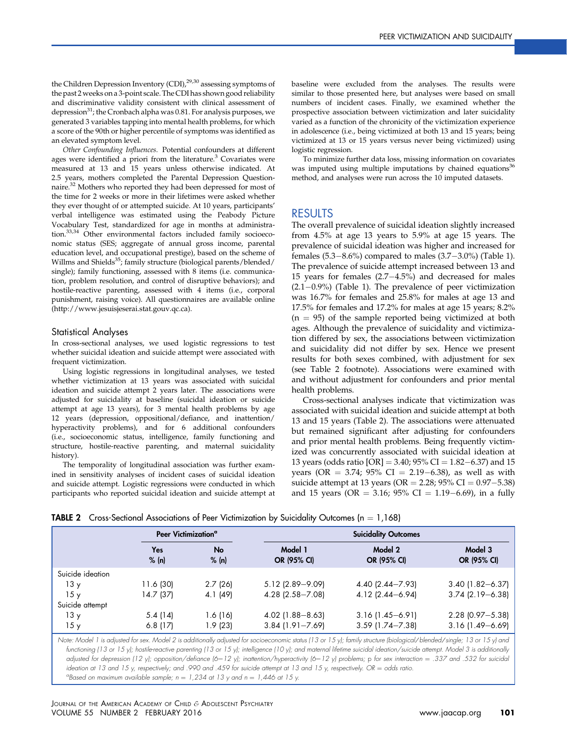the Children Depression Inventory (CDI),[29,30] assessing symptoms of the past 2 weeks on a 3-point scale. The CDI has shown good reliability and discriminative validity consistent with clinical assessment of depression[31]; the Cronbach alpha was 0.81. For analysis purposes, we generated 3 variables tapping into mental health problems, for which a score of the 90th or higher percentile of symptoms was identified as an elevated symptom level.

*Other Confounding Influences.* Potential confounders at different ages were identified a priori from the literature.[3] Covariates were measured at 13 and 15 years unless otherwise indicated. At 2.5 years, mothers completed the Parental Depression Questionnaire.[32] Mothers who reported they had been depressed for most of the time for 2 weeks or more in their lifetimes were asked whether they ever thought of or attempted suicide. At 10 years, participants' verbal intelligence was estimated using the Peabody Picture Vocabulary Test, standardized for age in months at administration.[33,34] Other environmental factors included family socioeconomic status (SES; aggregate of annual gross income, parental education level, and occupational prestige), based on the scheme of Willms and Shields[35]; family structure (biological parents/blended/single); family functioning, assessed with 8 items (i.e. communication, problem resolution, and control of disruptive behaviors); and hostile-reactive parenting, assessed with 4 items (i.e., corporal punishment, raising voice). All questionnaires are available online (http://www.jesuisjeserai.stat.gouv.qc.ca).

### Statistical Analyses

In cross-sectional analyses, we used logistic regressions to test whether suicidal ideation and suicide attempt were associated with frequent victimization.

Using logistic regressions in longitudinal analyses, we tested whether victimization at 13 years was associated with suicidal ideation and suicide attempt 2 years later. The associations were adjusted for suicidality at baseline (suicidal ideation or suicide attempt at age 13 years), for 3 mental health problems by age 12 years (depression, oppositional/defiance, and inattention/hyperactivity problems), and for 6 additional confounders (i.e., socioeconomic status, intelligence, family functioning and structure, hostile-reactive parenting, and maternal suicidality history).

The temporality of longitudinal association was further examined in sensitivity analyses of incident cases of suicidal ideation and suicide attempt. Logistic regressions were conducted in which participants who reported suicidal ideation and suicide attempt at baseline were excluded from the analyses. The results were similar to those presented here, but analyses were based on small numbers of incident cases. Finally, we examined whether the prospective association between victimization and later suicidality varied as a function of the chronicity of the victimization experience in adolescence (i.e., being victimized at both 13 and 15 years; being victimized at 13 or 15 years versus never being victimized) using logistic regression.

To minimize further data loss, missing information on covariates was imputed using multiple imputations by chained equations[36] method, and analyses were run across the 10 imputed datasets.

## RESULTS

The overall prevalence of suicidal ideation slightly increased from 4.5% at age 13 years to 5.9% at age 15 years. The prevalence of suicidal ideation was higher and increased for females (5.3–8.6%) compared to males (3.7–3.0%) (Table 1). The prevalence of suicide attempt increased between 13 and 15 years for females (2.7–4.5%) and decreased for males (2.1–0.9%) (Table 1). The prevalence of peer victimization was 16.7% for females and 25.8% for males at age 13 and 17.5% for females and 17.2% for males at age 15 years; 8.2% (n = 95) of the sample reported being victimized at both ages. Although the prevalence of suicidality and victimization differed by sex, the associations between victimization and suicidality did not differ by sex. Hence we present results for both sexes combined, with adjustment for sex (see Table 2 footnote). Associations were examined with and without adjustment for confounders and prior mental health problems.

Cross-sectional analyses indicate that victimization was associated with suicidal ideation and suicide attempt at both 13 and 15 years (Table 2). The associations were attenuated but remained significant after adjusting for confounders and prior mental health problems. Being frequently victimized was concurrently associated with suicidal ideation at 13 years (odds ratio [OR] = 3.40; 95% CI = 1.82–6.37) and 15 years (OR = 3.74; 95% CI = 2.19–6.38), as well as with suicide attempt at 13 years (OR = 2.28; 95% CI = 0.97–5.38) and 15 years (OR = 3.16; 95% CI = 1.19–6.69), in a fully

**TABLE 2** Cross-Sectional Associations of Peer Victimization by Suicidality Outcomes (n = 1,168)

| | Peer Victimization[a] | | Suicidality Outcomes | | |
|---|---|---|---|---|---|
| | Yes % (n) | No % (n) | Model 1 OR (95% CI) | Model 2 OR (95% CI) | Model 3 OR (95% CI) |
| Suicide ideation | | | | | |
| 13 y | 11.6 (30) | 2.7 (26) | 5.12 (2.89–9.09) | 4.40 (2.44–7.93) | 3.40 (1.82–6.37) |
| 15 y | 14.7 (37) | 4.1 (49) | 4.28 (2.58–7.08) | 4.12 (2.44–6.94) | 3.74 (2.19–6.38) |
| Suicide attempt | | | | | |
| 13 y | 5.4 (14) | 1.6 (16) | 4.02 (1.88–8.63) | 3.16 (1.45–6.91) | 2.28 (0.97–5.38) |
| 15 y | 6.8 (17) | 1.9 (23) | 3.84 (1.91–7.69) | 3.59 (1.74–7.38) | 3.16 (1.49–6.69) |

Note: Model 1 is adjusted for sex. Model 2 is additionally adjusted for socioeconomic status (13 or 15 y); family structure (biological/blended/single; 13 or 15 y) and functioning (13 or 15 y); hostile-reactive parenting (13 or 15 y); intelligence (10 y); and maternal lifetime suicidal ideation/suicide attempt. Model 3 is additionally adjusted for depression (12 y); opposition/defiance (6–12 y); inattention/hyperactivity (6–12 y) problems; p for sex interaction = .337 and .532 for suicidal ideation at 13 and 15 y, respectively; and .990 and .459 for suicide attempt at 13 and 15 y, respectively. OR = odds ratio.

[a]Based on maximum available sample; n = 1,234 at 13 y and n = 1,446 at 15 y.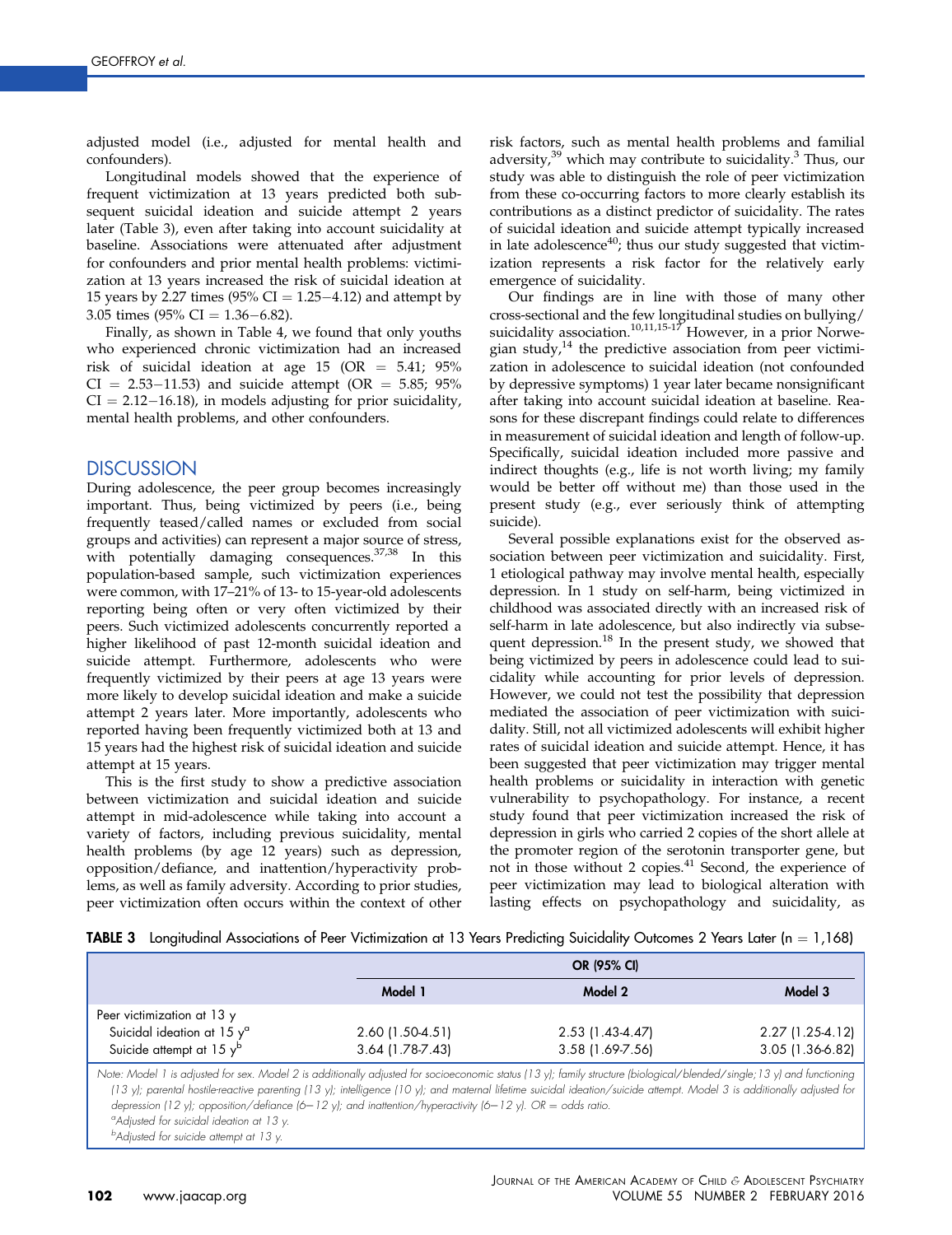adjusted model (i.e., adjusted for mental health and confounders).

Longitudinal models showed that the experience of frequent victimization at 13 years predicted both subsequent suicidal ideation and suicide attempt 2 years later (Table 3), even after taking into account suicidality at baseline. Associations were attenuated after adjustment for confounders and prior mental health problems: victimization at 13 years increased the risk of suicidal ideation at 15 years by 2.27 times (95% CI = 1.25−4.12) and attempt by 3.05 times (95% CI = 1.36−6.82).

Finally, as shown in Table 4, we found that only youths who experienced chronic victimization had an increased risk of suicidal ideation at age 15 (OR = 5.41; 95% CI = 2.53−11.53) and suicide attempt (OR = 5.85; 95% CI = 2.12−16.18), in models adjusting for prior suicidality, mental health problems, and other confounders.

## DISCUSSION

During adolescence, the peer group becomes increasingly important. Thus, being victimized by peers (i.e., being frequently teased/called names or excluded from social groups and activities) can represent a major source of stress, with potentially damaging consequences.[37,38] In this population-based sample, such victimization experiences were common, with 17–21% of 13- to 15-year-old adolescents reporting being often or very often victimized by their peers. Such victimized adolescents concurrently reported a higher likelihood of past 12-month suicidal ideation and suicide attempt. Furthermore, adolescents who were frequently victimized by their peers at age 13 years were more likely to develop suicidal ideation and make a suicide attempt 2 years later. More importantly, adolescents who reported having been frequently victimized both at 13 and 15 years had the highest risk of suicidal ideation and suicide attempt at 15 years.

This is the first study to show a predictive association between victimization and suicidal ideation and suicide attempt in mid-adolescence while taking into account a variety of factors, including previous suicidality, mental health problems (by age 12 years) such as depression, opposition/defiance, and inattention/hyperactivity problems, as well as family adversity. According to prior studies, peer victimization often occurs within the context of other risk factors, such as mental health problems and familial adversity,[39] which may contribute to suicidality.[3] Thus, our study was able to distinguish the role of peer victimization from these co-occurring factors to more clearly establish its contributions as a distinct predictor of suicidality. The rates of suicidal ideation and suicide attempt typically increased in late adolescence[40]; thus our study suggested that victimization represents a risk factor for the relatively early emergence of suicidality.

Our findings are in line with those of many other cross-sectional and the few longitudinal studies on bullying/suicidality association.[10,11,15-17] However, in a prior Norwegian study,[14] the predictive association from peer victimization in adolescence to suicidal ideation (not confounded by depressive symptoms) 1 year later became nonsignificant after taking into account suicidal ideation at baseline. Reasons for these discrepant findings could relate to differences in measurement of suicidal ideation and length of follow-up. Specifically, suicidal ideation included more passive and indirect thoughts (e.g., life is not worth living; my family would be better off without me) than those used in the present study (e.g., ever seriously think of attempting suicide).

Several possible explanations exist for the observed association between peer victimization and suicidality. First, 1 etiological pathway may involve mental health, especially depression. In 1 study on self-harm, being victimized in childhood was associated directly with an increased risk of self-harm in late adolescence, but also indirectly via subsequent depression.[18] In the present study, we showed that being victimized by peers in adolescence could lead to suicidality while accounting for prior levels of depression. However, we could not test the possibility that depression mediated the association of peer victimization with suicidality. Still, not all victimized adolescents will exhibit higher rates of suicidal ideation and suicide attempt. Hence, it has been suggested that peer victimization may trigger mental health problems or suicidality in interaction with genetic vulnerability to psychopathology. For instance, a recent study found that peer victimization increased the risk of depression in girls who carried 2 copies of the short allele at the promoter region of the serotonin transporter gene, but not in those without 2 copies.[41] Second, the experience of peer victimization may lead to biological alteration with lasting effects on psychopathology and suicidality, as

**TABLE 3** Longitudinal Associations of Peer Victimization at 13 Years Predicting Suicidality Outcomes 2 Years Later (n = 1,168)

| | OR (95% CI) | | |
|---|---|---|---|
| | Model 1 | Model 2 | Model 3 |
| Peer victimization at 13 y | | | |
| Suicidal ideation at 15 y[a] | 2.60 (1.50-4.51) | 2.53 (1.43-4.47) | 2.27 (1.25-4.12) |
| Suicide attempt at 15 y[b] | 3.64 (1.78-7.43) | 3.58 (1.69-7.56) | 3.05 (1.36-6.82) |

*Note: Model 1 is adjusted for sex. Model 2 is additionally adjusted for socioeconomic status (13 y); family structure (biological/blended/single; 13 y) and functioning (13 y); parental hostile-reactive parenting (13 y); intelligence (10 y); and maternal lifetime suicidal ideation/suicide attempt. Model 3 is additionally adjusted for depression (12 y); opposition/defiance (6–12 y); and inattention/hyperactivity (6–12 y). OR = odds ratio.*

[a]Adjusted for suicidal ideation at 13 y.

[b]Adjusted for suicide attempt at 13 y.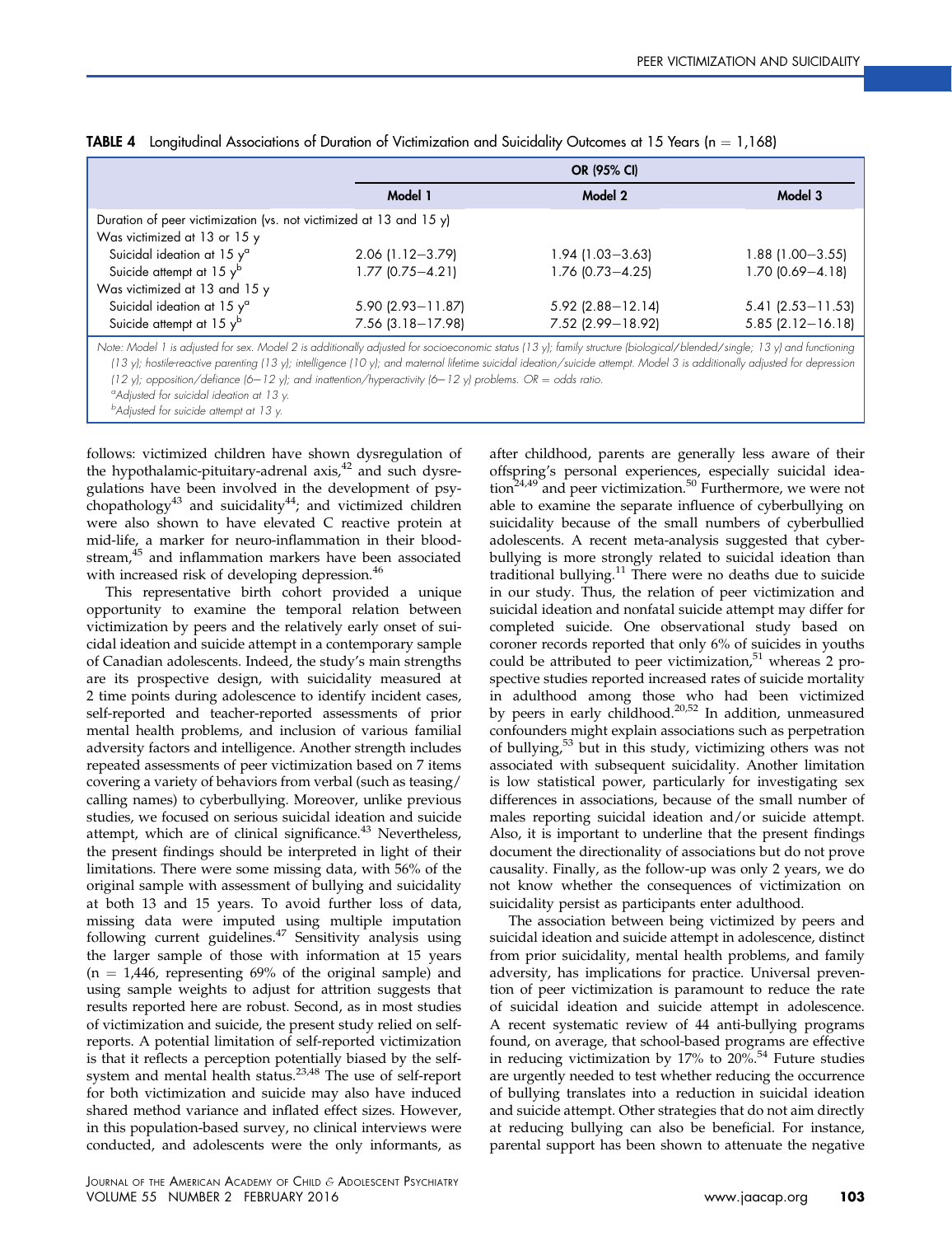**TABLE 4** Longitudinal Associations of Duration of Victimization and Suicidality Outcomes at 15 Years (n = 1,168)

| | OR (95% CI) | | |
|---|---|---|---|
| | Model 1 | Model 2 | Model 3 |
| Duration of peer victimization (vs. not victimized at 13 and 15 y) | | | |
| Was victimized at 13 or 15 y | | | |
| Suicidal ideation at 15 y[a] | 2.06 (1.12–3.79) | 1.94 (1.03–3.63) | 1.88 (1.00–3.55) |
| Suicide attempt at 15 y[b] | 1.77 (0.75–4.21) | 1.76 (0.73–4.25) | 1.70 (0.69–4.18) |
| Was victimized at 13 and 15 y | | | |
| Suicidal ideation at 15 y[a] | 5.90 (2.93–11.87) | 5.92 (2.88–12.14) | 5.41 (2.53–11.53) |
| Suicide attempt at 15 y[b] | 7.56 (3.18–17.98) | 7.52 (2.99–18.92) | 5.85 (2.12–16.18) |

*Note: Model 1 is adjusted for sex. Model 2 is additionally adjusted for socioeconomic status (13 y); family structure (biological/blended/single; 13 y) and functioning (13 y); hostile-reactive parenting (13 y); intelligence (10 y); and maternal lifetime suicidal ideation/suicide attempt. Model 3 is additionally adjusted for depression (12 y); opposition/defiance (6–12 y); and inattention/hyperactivity (6–12 y) problems. OR = odds ratio.*
[a]*Adjusted for suicidal ideation at 13 y.*
[b]*Adjusted for suicide attempt at 13 y.*

follows: victimized children have shown dysregulation of the hypothalamic-pituitary-adrenal axis,[42] and such dysregulations have been involved in the development of psychopathology[43] and suicidality[44]; and victimized children were also shown to have elevated C reactive protein at mid-life, a marker for neuro-inflammation in their bloodstream,[45] and inflammation markers have been associated with increased risk of developing depression.[46]

This representative birth cohort provided a unique opportunity to examine the temporal relation between victimization by peers and the relatively early onset of suicidal ideation and suicide attempt in a contemporary sample of Canadian adolescents. Indeed, the study's main strengths are its prospective design, with suicidality measured at 2 time points during adolescence to identify incident cases, self-reported and teacher-reported assessments of prior mental health problems, and inclusion of various familial adversity factors and intelligence. Another strength includes repeated assessments of peer victimization based on 7 items covering a variety of behaviors from verbal (such as teasing/calling names) to cyberbullying. Moreover, unlike previous studies, we focused on serious suicidal ideation and suicide attempt, which are of clinical significance.[43] Nevertheless, the present findings should be interpreted in light of their limitations. There were some missing data, with 56% of the original sample with assessment of bullying and suicidality at both 13 and 15 years. To avoid further loss of data, missing data were imputed using multiple imputation following current guidelines.[47] Sensitivity analysis using the larger sample of those with information at 15 years (n = 1,446, representing 69% of the original sample) and using sample weights to adjust for attrition suggests that results reported here are robust. Second, as in most studies of victimization and suicide, the present study relied on self-reports. A potential limitation of self-reported victimization is that it reflects a perception potentially biased by the self-system and mental health status.[23,48] The use of self-report for both victimization and suicide may also have induced shared method variance and inflated effect sizes. However, in this population-based survey, no clinical interviews were conducted, and adolescents were the only informants, as after childhood, parents are generally less aware of their offspring's personal experiences, especially suicidal ideation[24,49] and peer victimization.[50] Furthermore, we were not able to examine the separate influence of cyberbullying on suicidality because of the small numbers of cyberbullied adolescents. A recent meta-analysis suggested that cyberbullying is more strongly related to suicidal ideation than traditional bullying.[11] There were no deaths due to suicide in our study. Thus, the relation of peer victimization and suicidal ideation and nonfatal suicide attempt may differ for completed suicide. One observational study based on coroner records reported that only 6% of suicides in youths could be attributed to peer victimization,[51] whereas 2 prospective studies reported increased rates of suicide mortality in adulthood among those who had been victimized by peers in early childhood.[20,52] In addition, unmeasured confounders might explain associations such as perpetration of bullying,[53] but in this study, victimizing others was not associated with subsequent suicidality. Another limitation is low statistical power, particularly for investigating sex differences in associations, because of the small number of males reporting suicidal ideation and/or suicide attempt. Also, it is important to underline that the present findings document the directionality of associations but do not prove causality. Finally, as the follow-up was only 2 years, we do not know whether the consequences of victimization on suicidality persist as participants enter adulthood.

The association between being victimized by peers and suicidal ideation and suicide attempt in adolescence, distinct from prior suicidality, mental health problems, and family adversity, has implications for practice. Universal prevention of peer victimization is paramount to reduce the rate of suicidal ideation and suicide attempt in adolescence. A recent systematic review of 44 anti-bullying programs found, on average, that school-based programs are effective in reducing victimization by 17% to 20%.[54] Future studies are urgently needed to test whether reducing the occurrence of bullying translates into a reduction in suicidal ideation and suicide attempt. Other strategies that do not aim directly at reducing bullying can also be beneficial. For instance, parental support has been shown to attenuate the negative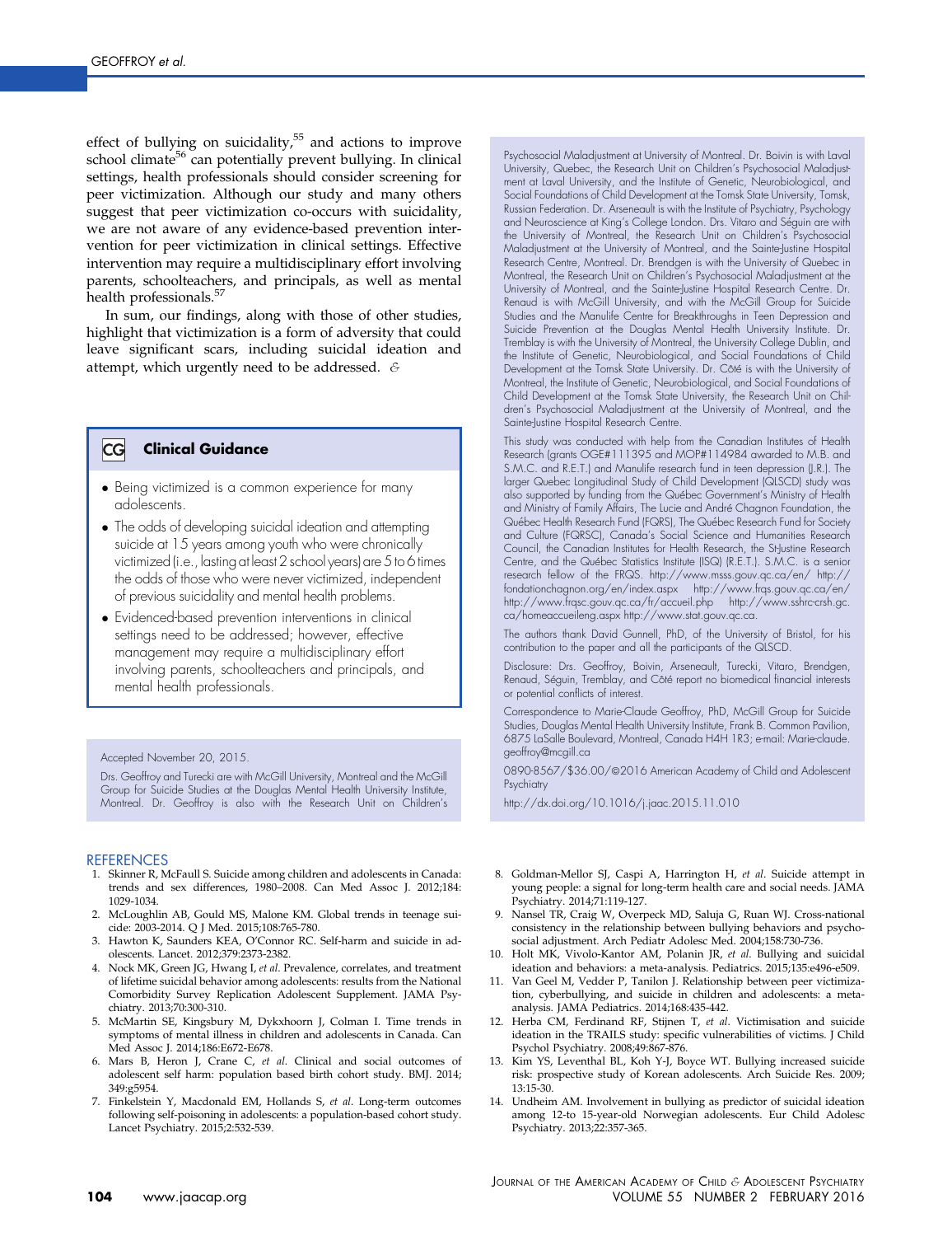effect of bullying on suicidality,[55] and actions to improve school climate[56] can potentially prevent bullying. In clinical settings, health professionals should consider screening for peer victimization. Although our study and many others suggest that peer victimization co-occurs with suicidality, we are not aware of any evidence-based prevention intervention for peer victimization in clinical settings. Effective intervention may require a multidisciplinary effort involving parents, schoolteachers, and principals, as well as mental health professionals.[57]

In sum, our findings, along with those of other studies, highlight that victimization is a form of adversity that could leave significant scars, including suicidal ideation and attempt, which urgently need to be addressed. &

### CG Clinical Guidance

- Being victimized is a common experience for many adolescents.
- The odds of developing suicidal ideation and attempting suicide at 15 years among youth who were chronically victimized (i.e., lasting at least 2 school years) are 5 to 6 times the odds of those who were never victimized, independent of previous suicidality and mental health problems.
- Evidenced-based prevention interventions in clinical settings need to be addressed; however, effective management may require a multidisciplinary effort involving parents, schoolteachers and principals, and mental health professionals.

Accepted November 20, 2015.

Drs. Geoffroy and Turecki are with McGill University, Montreal and the McGill Group for Suicide Studies at the Douglas Mental Health University Institute, Montreal. Dr. Geoffroy is also with the Research Unit on Children's Psychosocial Maladjustment at University of Montreal. Dr. Boivin is with Laval University, Quebec, the Research Unit on Children's Psychosocial Maladjustment at Laval University, and the Institute of Genetic, Neurobiological, and Social Foundations of Child Development at the Tomsk State University, Tomsk, Russian Federation. Dr. Arseneault is with the Institute of Psychiatry, Psychology and Neuroscience at King's College London. Drs. Vitaro and Séguin are with the University of Montreal, the Research Unit on Children's Psychosocial Maladjustment at the University of Montreal, and the Sainte-Justine Hospital Research Centre, Montreal. Dr. Brendgen is with the University of Quebec in Montreal, the Research Unit on Children's Psychosocial Maladjustment at the University of Montreal, and the Sainte-Justine Hospital Research Centre. Dr. Renaud is with McGill University, and with the McGill Group for Suicide Studies and the Manulife Centre for Breakthroughs in Teen Depression and Suicide Prevention at the Douglas Mental Health University Institute. Dr. Tremblay is with the University of Montreal, the University College Dublin, and the Institute of Genetic, Neurobiological, and Social Foundations of Child Development at the Tomsk State University. Dr. Côté is with the University of Montreal, the Institute of Genetic, Neurobiological, and Social Foundations of Child Development at the Tomsk State University, the Research Unit on Children's Psychosocial Maladjustment at the University of Montreal, and the Sainte-Justine Hospital Research Centre.

This study was conducted with help from the Canadian Institutes of Health Research (grants OGE#111395 and MOP#114984 awarded to M.B. and S.M.C. and R.E.T.) and Manulife research fund in teen depression (J.R.). The larger Quebec Longitudinal Study of Child Development (QLSCD) study was also supported by funding from the Québec Government's Ministry of Health and Ministry of Family Affairs, The Lucie and André Chagnon Foundation, the Québec Health Research Fund (FQRS), The Québec Research Fund for Society and Culture (FQRSC), Canada's Social Science and Humanities Research Council, the Canadian Institutes for Health Research, the St-Justine Research Centre, and the Québec Statistics Institute (ISQ) (R.E.T.). S.M.C. is a senior research fellow of the FRQS. http://www.msss.gouv.qc.ca/en/ http://fondationchagnon.org/en/index.aspx http://www.frqs.gouv.qc.ca/en/ http://www.frqsc.gouv.qc.ca/fr/accueil.php http://www.sshrc-crsh.gc.ca/homeaccueileng.aspx http://www.stat.gouv.qc.ca.

The authors thank David Gunnell, PhD, of the University of Bristol, for his contribution to the paper and all the participants of the QLSCD.

Disclosure: Drs. Geoffroy, Boivin, Arseneault, Turecki, Vitaro, Brendgen, Renaud, Séguin, Tremblay, and Côté report no biomedical financial interests or potential conflicts of interest.

Correspondence to Marie-Claude Geoffroy, PhD, McGill Group for Suicide Studies, Douglas Mental Health University Institute, Frank B. Common Pavilion, 6875 LaSalle Boulevard, Montreal, Canada H4H 1R3; e-mail: Marie-claude.geoffroy@mcgill.ca

0890-8567/$36.00/©2016 American Academy of Child and Adolescent Psychiatry

http://dx.doi.org/10.1016/j.jaac.2015.11.010

## REFERENCES

1. Skinner R, McFaull S. Suicide among children and adolescents in Canada: trends and sex differences, 1980–2008. Can Med Assoc J. 2012;184: 1029-1034.
2. McLoughlin AB, Gould MS, Malone KM. Global trends in teenage suicide: 2003-2014. Q J Med. 2015;108:765-780.
3. Hawton K, Saunders KEA, O'Connor RC. Self-harm and suicide in adolescents. Lancet. 2012;379:2373-2382.
4. Nock MK, Green JG, Hwang I, *et al*. Prevalence, correlates, and treatment of lifetime suicidal behavior among adolescents: results from the National Comorbidity Survey Replication Adolescent Supplement. JAMA Psychiatry. 2013;70:300-310.
5. McMartin SE, Kingsbury M, Dykxhoorn J, Colman I. Time trends in symptoms of mental illness in children and adolescents in Canada. Can Med Assoc J. 2014;186:E672-E678.
6. Mars B, Heron J, Crane C, *et al*. Clinical and social outcomes of adolescent self harm: population based birth cohort study. BMJ. 2014; 349:g5954.
7. Finkelstein Y, Macdonald EM, Hollands S, *et al*. Long-term outcomes following self-poisoning in adolescents: a population-based cohort study. Lancet Psychiatry. 2015;2:532-539.
8. Goldman-Mellor SJ, Caspi A, Harrington H, *et al*. Suicide attempt in young people: a signal for long-term health care and social needs. JAMA Psychiatry. 2014;71:119-127.
9. Nansel TR, Craig W, Overpeck MD, Saluja G, Ruan WJ. Cross-national consistency in the relationship between bullying behaviors and psychosocial adjustment. Arch Pediatr Adolesc Med. 2004;158:730-736.
10. Holt MK, Vivolo-Kantor AM, Polanin JR, *et al*. Bullying and suicidal ideation and behaviors: a meta-analysis. Pediatrics. 2015;135:e496-e509.
11. Van Geel M, Vedder P, Tanilon J. Relationship between peer victimization, cyberbullying, and suicide in children and adolescents: a meta-analysis. JAMA Pediatrics. 2014;168:435-442.
12. Herba CM, Ferdinand RF, Stijnen T, *et al*. Victimisation and suicide ideation in the TRAILS study: specific vulnerabilities of victims. J Child Psychol Psychiatry. 2008;49:867-876.
13. Kim YS, Leventhal BL, Koh Y-J, Boyce WT. Bullying increased suicide risk: prospective study of Korean adolescents. Arch Suicide Res. 2009; 13:15-30.
14. Undheim AM. Involvement in bullying as predictor of suicidal ideation among 12-to 15-year-old Norwegian adolescents. Eur Child Adolesc Psychiatry. 2013;22:357-365.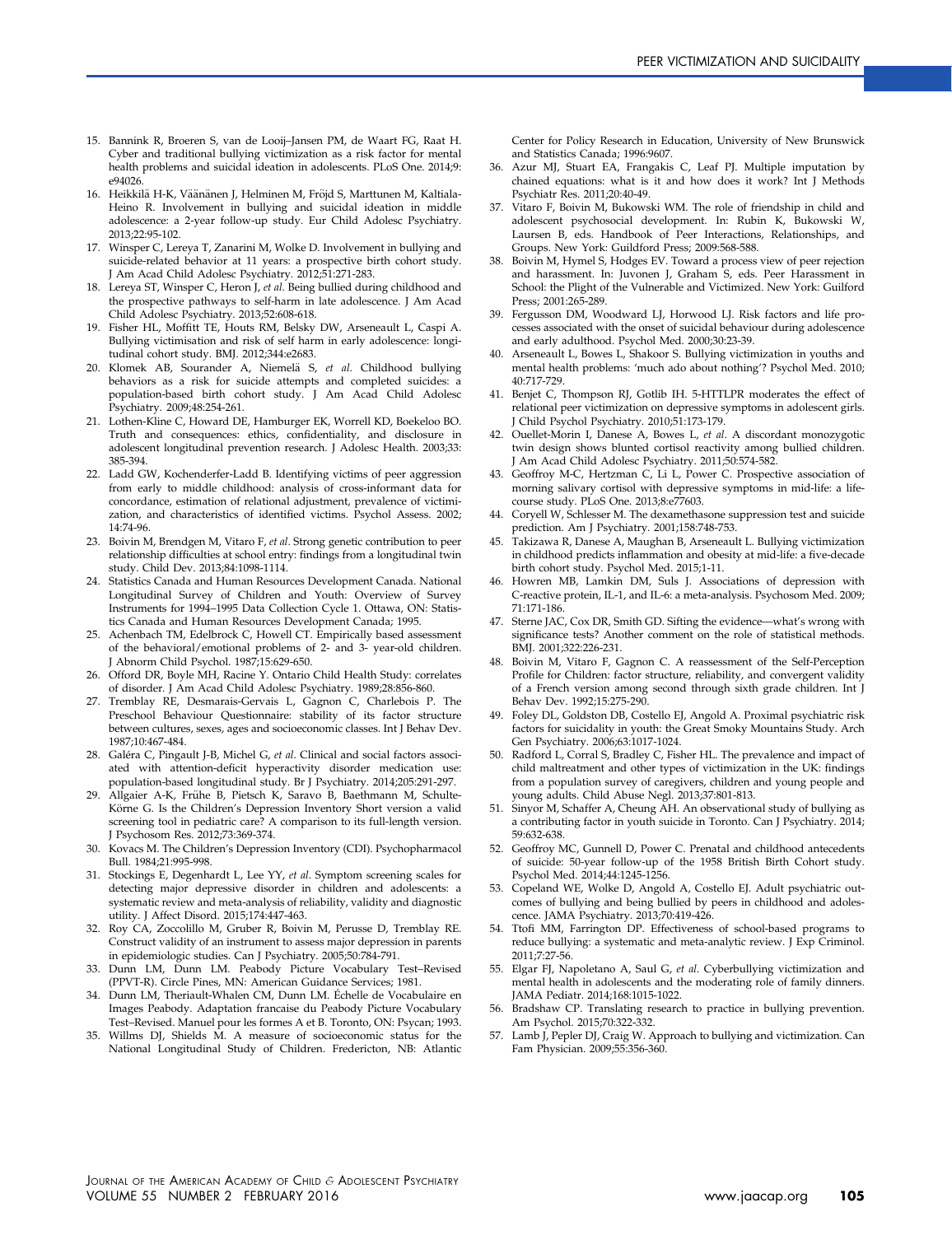15. Bannink R, Broeren S, van de Looij–Jansen PM, de Waart FG, Raat H. Cyber and traditional bullying victimization as a risk factor for mental health problems and suicidal ideation in adolescents. PLoS One. 2014;9:e94026.
16. Heikkilä H-K, Väänänen J, Helminen M, Fröjd S, Marttunen M, Kaltiala-Heino R. Involvement in bullying and suicidal ideation in middle adolescence: a 2-year follow-up study. Eur Child Adolesc Psychiatry. 2013;22:95-102.
17. Winsper C, Lereya T, Zanarini M, Wolke D. Involvement in bullying and suicide-related behavior at 11 years: a prospective birth cohort study. J Am Acad Child Adolesc Psychiatry. 2012;51:271-283.
18. Lereya ST, Winsper C, Heron J, *et al*. Being bullied during childhood and the prospective pathways to self-harm in late adolescence. J Am Acad Child Adolesc Psychiatry. 2013;52:608-618.
19. Fisher HL, Moffitt TE, Houts RM, Belsky DW, Arseneault L, Caspi A. Bullying victimisation and risk of self harm in early adolescence: longitudinal cohort study. BMJ. 2012;344:e2683.
20. Klomek AB, Sourander A, Niemelä S, *et al*. Childhood bullying behaviors as a risk for suicide attempts and completed suicides: a population-based birth cohort study. J Am Acad Child Adolesc Psychiatry. 2009;48:254-261.
21. Lothen-Kline C, Howard DE, Hamburger EK, Worrell KD, Boekeloo BO. Truth and consequences: ethics, confidentiality, and disclosure in adolescent longitudinal prevention research. J Adolesc Health. 2003;33:385-394.
22. Ladd GW, Kochenderfer-Ladd B. Identifying victims of peer aggression from early to middle childhood: analysis of cross-informant data for concordance, estimation of relational adjustment, prevalence of victimization, and characteristics of identified victims. Psychol Assess. 2002;14:74-96.
23. Boivin M, Brendgen M, Vitaro F, *et al*. Strong genetic contribution to peer relationship difficulties at school entry: findings from a longitudinal twin study. Child Dev. 2013;84:1098-1114.
24. Statistics Canada and Human Resources Development Canada. National Longitudinal Survey of Children and Youth: Overview of Survey Instruments for 1994–1995 Data Collection Cycle 1. Ottawa, ON: Statistics Canada and Human Resources Development Canada; 1995.
25. Achenbach TM, Edelbrock C, Howell CT. Empirically based assessment of the behavioral/emotional problems of 2- and 3- year-old children. J Abnorm Child Psychol. 1987;15:629-650.
26. Offord DR, Boyle MH, Racine Y. Ontario Child Health Study: correlates of disorder. J Am Acad Child Adolesc Psychiatry. 1989;28:856-860.
27. Tremblay RE, Desmarais-Gervais L, Gagnon C, Charlebois P. The Preschool Behaviour Questionnaire: stability of its factor structure between cultures, sexes, ages and socioeconomic classes. Int J Behav Dev. 1987;10:467-484.
28. Galéra C, Pingault J-B, Michel G, *et al*. Clinical and social factors associated with attention-deficit hyperactivity disorder medication use: population-based longitudinal study. Br J Psychiatry. 2014;205:291-297.
29. Allgaier A-K, Frühe B, Pietsch K, Saravo B, Baethmann M, Schulte-Körne G. Is the Children's Depression Inventory Short version a valid screening tool in pediatric care? A comparison to its full-length version. J Psychosom Res. 2012;73:369-374.
30. Kovacs M. The Children's Depression Inventory (CDI). Psychopharmacol Bull. 1984;21:995-998.
31. Stockings E, Degenhardt L, Lee YY, *et al*. Symptom screening scales for detecting major depressive disorder in children and adolescents: a systematic review and meta-analysis of reliability, validity and diagnostic utility. J Affect Disord. 2015;174:447-463.
32. Roy CA, Zoccolillo M, Gruber R, Boivin M, Perusse D, Tremblay RE. Construct validity of an instrument to assess major depression in parents in epidemiologic studies. Can J Psychiatry. 2005;50:784-791.
33. Dunn LM, Dunn LM. Peabody Picture Vocabulary Test–Revised (PPVT-R). Circle Pines, MN: American Guidance Services; 1981.
34. Dunn LM, Theriault-Whalen CM, Dunn LM. Échelle de Vocabulaire en Images Peabody. Adaptation francaise du Peabody Picture Vocabulary Test–Revised. Manuel pour les formes A et B. Toronto, ON: Psycan; 1993.
35. Willms DJ, Shields M. A measure of socioeconomic status for the National Longitudinal Study of Children. Fredericton, NB: Atlantic Center for Policy Research in Education, University of New Brunswick and Statistics Canada; 1996:9607.
36. Azur MJ, Stuart EA, Frangakis C, Leaf PJ. Multiple imputation by chained equations: what is it and how does it work? Int J Methods Psychiatr Res. 2011;20:40-49.
37. Vitaro F, Boivin M, Bukowski WM. The role of friendship in child and adolescent psychosocial development. In: Rubin K, Bukowski W, Laursen B, eds. Handbook of Peer Interactions, Relationships, and Groups. New York: Guildford Press; 2009:568-588.
38. Boivin M, Hymel S, Hodges EV. Toward a process view of peer rejection and harassment. In: Juvonen J, Graham S, eds. Peer Harassment in School: the Plight of the Vulnerable and Victimized. New York: Guilford Press; 2001:265-289.
39. Fergusson DM, Woodward LJ, Horwood LJ. Risk factors and life processes associated with the onset of suicidal behaviour during adolescence and early adulthood. Psychol Med. 2000;30:23-39.
40. Arseneault L, Bowes L, Shakoor S. Bullying victimization in youths and mental health problems: 'much ado about nothing'? Psychol Med. 2010;40:717-729.
41. Benjet C, Thompson RJ, Gotlib IH. 5-HTTLPR moderates the effect of relational peer victimization on depressive symptoms in adolescent girls. J Child Psychol Psychiatry. 2010;51:173-179.
42. Ouellet-Morin I, Danese A, Bowes L, *et al*. A discordant monozygotic twin design shows blunted cortisol reactivity among bullied children. J Am Acad Child Adolesc Psychiatry. 2011;50:574-582.
43. Geoffroy M-C, Hertzman C, Li L, Power C. Prospective association of morning salivary cortisol with depressive symptoms in mid-life: a life-course study. PLoS One. 2013;8:e77603.
44. Coryell W, Schlesser M. The dexamethasone suppression test and suicide prediction. Am J Psychiatry. 2001;158:748-753.
45. Takizawa R, Danese A, Maughan B, Arseneault L. Bullying victimization in childhood predicts inflammation and obesity at mid-life: a five-decade birth cohort study. Psychol Med. 2015;1-11.
46. Howren MB, Lamkin DM, Suls J. Associations of depression with C-reactive protein, IL-1, and IL-6: a meta-analysis. Psychosom Med. 2009;71:171-186.
47. Sterne JAC, Cox DR, Smith GD. Sifting the evidence—what's wrong with significance tests? Another comment on the role of statistical methods. BMJ. 2001;322:226-231.
48. Boivin M, Vitaro F, Gagnon C. A reassessment of the Self-Perception Profile for Children: factor structure, reliability, and convergent validity of a French version among second through sixth grade children. Int J Behav Dev. 1992;15:275-290.
49. Foley DL, Goldston DB, Costello EJ, Angold A. Proximal psychiatric risk factors for suicidality in youth: the Great Smoky Mountains Study. Arch Gen Psychiatry. 2006;63:1017-1024.
50. Radford L, Corral S, Bradley C, Fisher HL. The prevalence and impact of child maltreatment and other types of victimization in the UK: findings from a population survey of caregivers, children and young people and young adults. Child Abuse Negl. 2013;37:801-813.
51. Sinyor M, Schaffer A, Cheung AH. An observational study of bullying as a contributing factor in youth suicide in Toronto. Can J Psychiatry. 2014;59:632-638.
52. Geoffroy MC, Gunnell D, Power C. Prenatal and childhood antecedents of suicide: 50-year follow-up of the 1958 British Birth Cohort study. Psychol Med. 2014;44:1245-1256.
53. Copeland WE, Wolke D, Angold A, Costello EJ. Adult psychiatric outcomes of bullying and being bullied by peers in childhood and adolescence. JAMA Psychiatry. 2013;70:419-426.
54. Ttofi MM, Farrington DP. Effectiveness of school-based programs to reduce bullying: a systematic and meta-analytic review. J Exp Criminol. 2011;7:27-56.
55. Elgar FJ, Napoletano A, Saul G, *et al*. Cyberbullying victimization and mental health in adolescents and the moderating role of family dinners. JAMA Pediatr. 2014;168:1015-1022.
56. Bradshaw CP. Translating research to practice in bullying prevention. Am Psychol. 2015;70:322-332.
57. Lamb J, Pepler DJ, Craig W. Approach to bullying and victimization. Can Fam Physician. 2009;55:356-360.